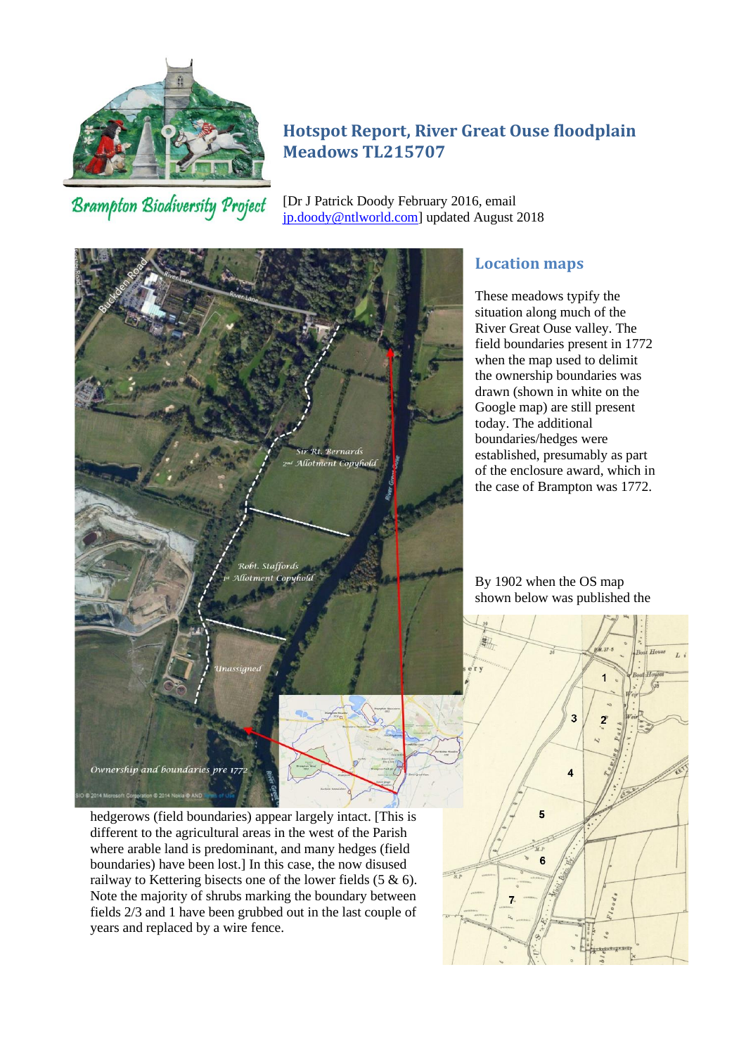# Hotspot Report, River Great Ouse floodplain Meadows TL215707

Brampton Biodiversity Project

[Dr J Patrick Doody February 2016, email jp.doody@ntlworld.com] updated August 2018

## Location maps

These meadows typify the situation along much of the River Great Ouse valley. The field boundaries present in 1772 when the map used to delimit the ownership boundaries was drawn (shown in white on the Google map) are still present today. The additional boundaries/hedges were established, presumably as part of the enclosure award, which in the case of Brampton was 1772.

By 1902 when the OS map shown below was published the hedgerows (field boundaries) appear largely intact. [This is different to the agricultural areas in the west of the Parish where arable land is predominant, and many hedges (field boundaries) have been lost.] In this case, the now disused railway to Kettering bisects one of the lower fields (5 & 6). Note the majority of shrubs marking the boundary between fields 2/3 and 1 have been grubbed out in the last couple of years and replaced by a wire fence.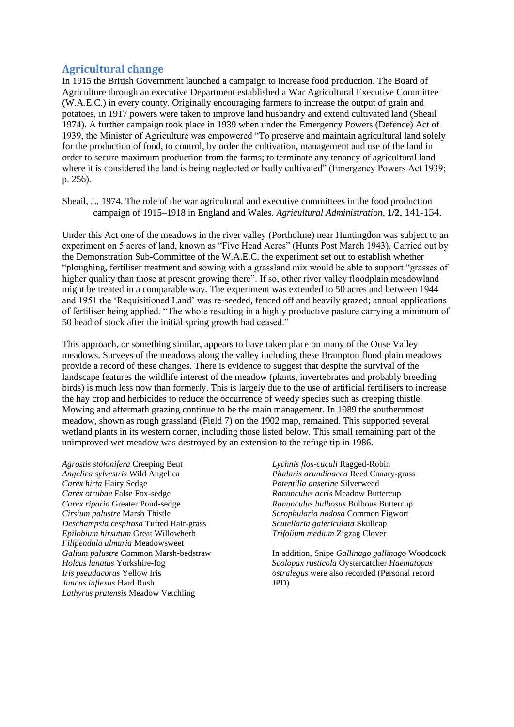## Agricultural change

In 1915 the British Government launched a campaign to increase food production. The Board of Agriculture through an executive Department established a War Agricultural Executive Committee (W.A.E.C.) in every county. Originally encouraging farmers to increase the output of grain and potatoes, in 1917 powers were taken to improve land husbandry and extend cultivated land (Sheail 1974). A further campaign took place in 1939 when under the Emergency Powers (Defence) Act of 1939, the Minister of Agriculture was empowered "To preserve and maintain agricultural land solely for the production of food, to control, by order the cultivation, management and use of the land in order to secure maximum production from the farms; to terminate any tenancy of agricultural land where it is considered the land is being neglected or badly cultivated" (Emergency Powers Act 1939; p. 256).

Sheail, J., 1974. The role of the war agricultural and executive committees in the food production campaign of 1915–1918 in England and Wales. *Agricultural Administration*, **1/2**, 141-154.

Under this Act one of the meadows in the river valley (Portholme) near Huntingdon was subject to an experiment on 5 acres of land, known as "Five Head Acres" (Hunts Post March 1943). Carried out by the Demonstration Sub-Committee of the W.A.E.C. the experiment set out to establish whether "ploughing, fertiliser treatment and sowing with a grassland mix would be able to support "grasses of higher quality than those at present growing there". If so, other river valley floodplain meadowland might be treated in a comparable way. The experiment was extended to 50 acres and between 1944 and 1951 the 'Requisitioned Land' was re-seeded, fenced off and heavily grazed; annual applications of fertiliser being applied. "The whole resulting in a highly productive pasture carrying a minimum of 50 head of stock after the initial spring growth had ceased."

This approach, or something similar, appears to have taken place on many of the Ouse Valley meadows. Surveys of the meadows along the valley including these Brampton flood plain meadows provide a record of these changes. There is evidence to suggest that despite the survival of the landscape features the wildlife interest of the meadow (plants, invertebrates and probably breeding birds) is much less now than formerly. This is largely due to the use of artificial fertilisers to increase the hay crop and herbicides to reduce the occurrence of weedy species such as creeping thistle. Mowing and aftermath grazing continue to be the main management. In 1989 the southernmost meadow, shown as rough grassland (Field 7) on the 1902 map, remained. This supported several wetland plants in its western corner, including those listed below. This small remaining part of the unimproved wet meadow was destroyed by an extension to the refuge tip in 1986.

*Agrostis stolonifera* Creeping Bent
*Angelica sylvestris* Wild Angelica
*Carex hirta* Hairy Sedge
*Carex otrubae* False Fox-sedge
*Carex riparia* Greater Pond-sedge
*Cirsium palustre* Marsh Thistle
*Deschampsia cespitosa* Tufted Hair-grass
*Epilobium hirsutum* Great Willowherb
*Filipendula ulmaria* Meadowsweet
*Galium palustre* Common Marsh-bedstraw
*Holcus lanatus* Yorkshire-fog
*Iris pseudacorus* Yellow Iris
*Juncus inflexus* Hard Rush
*Lathyrus pratensis* Meadow Vetchling
*Lychnis flos-cuculi* Ragged-Robin
*Phalaris arundinacea* Reed Canary-grass
*Potentilla anserine* Silverweed
*Ranunculus acris* Meadow Buttercup
*Ranunculus bulbosus* Bulbous Buttercup
*Scrophularia nodosa* Common Figwort
*Scutellaria galericulata* Skullcap
*Trifolium medium* Zigzag Clover

In addition, Snipe *Gallinago gallinago* Woodcock *Scolopax rusticola* Oystercatcher *Haematopus ostralegus* were also recorded (Personal record JPD)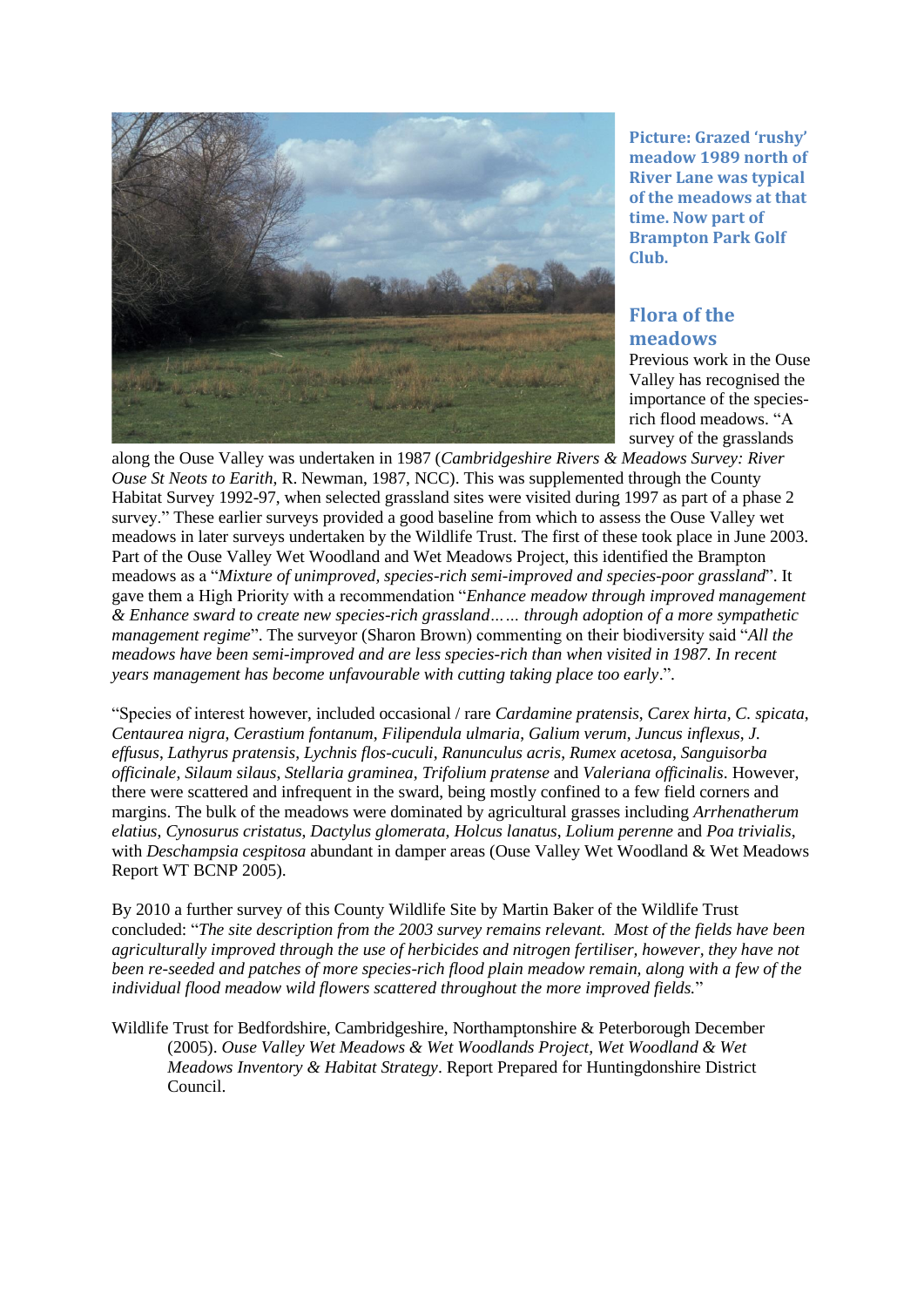**Picture: Grazed 'rushy' meadow 1989 north of River Lane was typical of the meadows at that time. Now part of Brampton Park Golf Club.**

## Flora of the meadows

Previous work in the Ouse Valley has recognised the importance of the species-rich flood meadows. "A survey of the grasslands along the Ouse Valley was undertaken in 1987 (*Cambridgeshire Rivers & Meadows Survey: River Ouse St Neots to Earith*, R. Newman, 1987, NCC). This was supplemented through the County Habitat Survey 1992-97, when selected grassland sites were visited during 1997 as part of a phase 2 survey." These earlier surveys provided a good baseline from which to assess the Ouse Valley wet meadows in later surveys undertaken by the Wildlife Trust. The first of these took place in June 2003. Part of the Ouse Valley Wet Woodland and Wet Meadows Project, this identified the Brampton meadows as a "*Mixture of unimproved, species-rich semi-improved and species-poor grassland*". It gave them a High Priority with a recommendation "*Enhance meadow through improved management & Enhance sward to create new species-rich grassland…… through adoption of a more sympathetic management regime*". The surveyor (Sharon Brown) commenting on their biodiversity said "*All the meadows have been semi-improved and are less species-rich than when visited in 1987. In recent years management has become unfavourable with cutting taking place too early*.".

"Species of interest however, included occasional / rare *Cardamine pratensis*, *Carex hirta*, *C. spicata*, *Centaurea nigra*, *Cerastium fontanum*, *Filipendula ulmaria*, *Galium verum*, *Juncus inflexus*, *J. effusus*, *Lathyrus pratensis*, *Lychnis flos-cuculi*, *Ranunculus acris*, *Rumex acetosa*, *Sanguisorba officinale*, *Silaum silaus*, *Stellaria graminea*, *Trifolium pratense* and *Valeriana officinalis*. However, there were scattered and infrequent in the sward, being mostly confined to a few field corners and margins. The bulk of the meadows were dominated by agricultural grasses including *Arrhenatherum elatius*, *Cynosurus cristatus*, *Dactylus glomerata*, *Holcus lanatus*, *Lolium perenne* and *Poa trivialis*, with *Deschampsia cespitosa* abundant in damper areas (Ouse Valley Wet Woodland & Wet Meadows Report WT BCNP 2005).

By 2010 a further survey of this County Wildlife Site by Martin Baker of the Wildlife Trust concluded: "*The site description from the 2003 survey remains relevant. Most of the fields have been agriculturally improved through the use of herbicides and nitrogen fertiliser, however, they have not been re-seeded and patches of more species-rich flood plain meadow remain, along with a few of the individual flood meadow wild flowers scattered throughout the more improved fields.*"

Wildlife Trust for Bedfordshire, Cambridgeshire, Northamptonshire & Peterborough December (2005). *Ouse Valley Wet Meadows & Wet Woodlands Project, Wet Woodland & Wet Meadows Inventory & Habitat Strategy*. Report Prepared for Huntingdonshire District Council.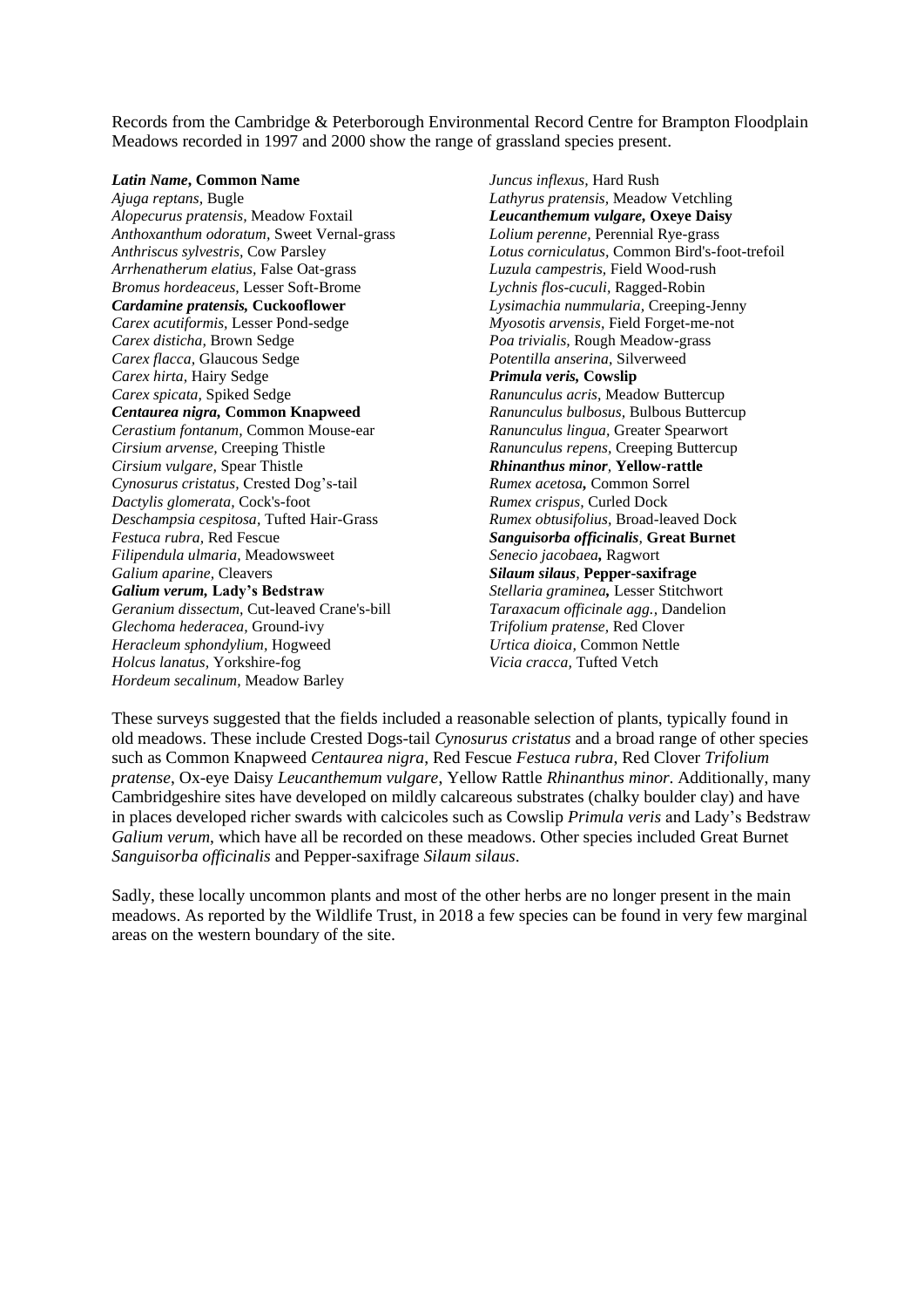Records from the Cambridge & Peterborough Environmental Record Centre for Brampton Floodplain Meadows recorded in 1997 and 2000 show the range of grassland species present.

***Latin Name*, Common Name**
*Ajuga reptans,* Bugle
*Alopecurus pratensis,* Meadow Foxtail
*Anthoxanthum odoratum,* Sweet Vernal-grass
*Anthriscus sylvestris,* Cow Parsley
*Arrhenatherum elatius,* False Oat-grass
*Bromus hordeaceus,* Lesser Soft-Brome
***Cardamine pratensis,* Cuckooflower**
*Carex acutiformis,* Lesser Pond-sedge
*Carex disticha,* Brown Sedge
*Carex flacca,* Glaucous Sedge
*Carex hirta,* Hairy Sedge
*Carex spicata,* Spiked Sedge
***Centaurea nigra,* Common Knapweed**
*Cerastium fontanum,* Common Mouse-ear
*Cirsium arvense,* Creeping Thistle
*Cirsium vulgare,* Spear Thistle
*Cynosurus cristatus,* Crested Dog's-tail
*Dactylis glomerata,* Cock's-foot
*Deschampsia cespitosa,* Tufted Hair-Grass
*Festuca rubra,* Red Fescue
*Filipendula ulmaria,* Meadowsweet
*Galium aparine,* Cleavers
***Galium verum,* Lady's Bedstraw**
*Geranium dissectum,* Cut-leaved Crane's-bill
*Glechoma hederacea,* Ground-ivy
*Heracleum sphondylium,* Hogweed
*Holcus lanatus,* Yorkshire-fog
*Hordeum secalinum,* Meadow Barley
*Juncus inflexus,* Hard Rush
*Lathyrus pratensis,* Meadow Vetchling
***Leucanthemum vulgare,* Oxeye Daisy**
*Lolium perenne,* Perennial Rye-grass
*Lotus corniculatus,* Common Bird's-foot-trefoil
*Luzula campestris,* Field Wood-rush
*Lychnis flos-cuculi,* Ragged-Robin
*Lysimachia nummularia,* Creeping-Jenny
*Myosotis arvensis,* Field Forget-me-not
*Poa trivialis,* Rough Meadow-grass
*Potentilla anserina,* Silverweed
***Primula veris,* Cowslip**
*Ranunculus acris,* Meadow Buttercup
*Ranunculus bulbosus,* Bulbous Buttercup
*Ranunculus lingua,* Greater Spearwort
*Ranunculus repens,* Creeping Buttercup
***Rhinanthus minor,* Yellow-rattle**
*Rumex acetosa,* Common Sorrel
*Rumex crispus,* Curled Dock
*Rumex obtusifolius,* Broad-leaved Dock
***Sanguisorba officinalis,* Great Burnet**
*Senecio jacobaea,* Ragwort
***Silaum silaus,* Pepper-saxifrage**
*Stellaria graminea,* Lesser Stitchwort
*Taraxacum officinale agg.,* Dandelion
*Trifolium pratense,* Red Clover
*Urtica dioica,* Common Nettle
*Vicia cracca,* Tufted Vetch

These surveys suggested that the fields included a reasonable selection of plants, typically found in old meadows. These include Crested Dogs-tail *Cynosurus cristatus* and a broad range of other species such as Common Knapweed *Centaurea nigra*, Red Fescue *Festuca rubra*, Red Clover *Trifolium pratense*, Ox-eye Daisy *Leucanthemum vulgare*, Yellow Rattle *Rhinanthus minor*. Additionally, many Cambridgeshire sites have developed on mildly calcareous substrates (chalky boulder clay) and have in places developed richer swards with calcicoles such as Cowslip *Primula veris* and Lady's Bedstraw *Galium verum*, which have all be recorded on these meadows. Other species included Great Burnet *Sanguisorba officinalis* and Pepper-saxifrage *Silaum silaus*.

Sadly, these locally uncommon plants and most of the other herbs are no longer present in the main meadows. As reported by the Wildlife Trust, in 2018 a few species can be found in very few marginal areas on the western boundary of the site.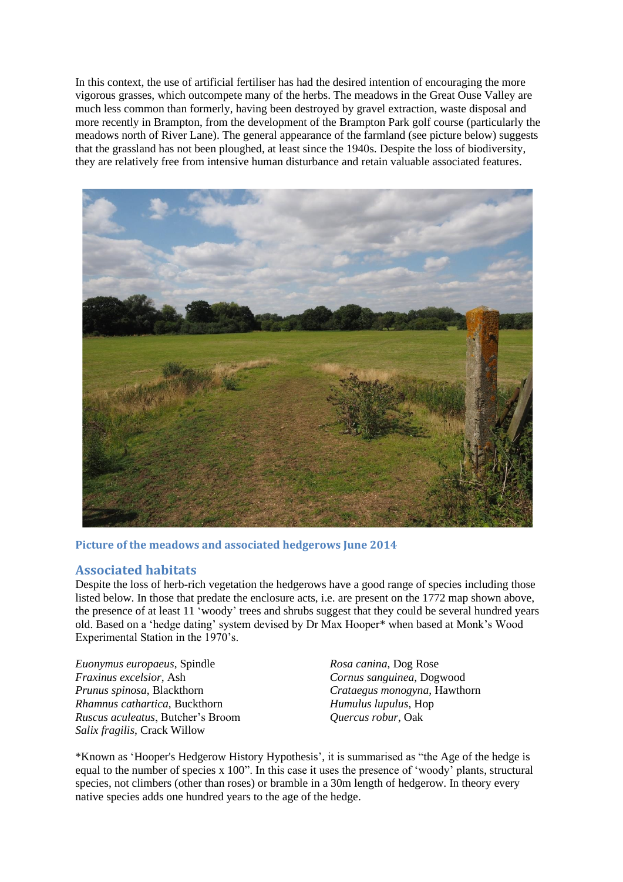In this context, the use of artificial fertiliser has had the desired intention of encouraging the more vigorous grasses, which outcompete many of the herbs. The meadows in the Great Ouse Valley are much less common than formerly, having been destroyed by gravel extraction, waste disposal and more recently in Brampton, from the development of the Brampton Park golf course (particularly the meadows north of River Lane). The general appearance of the farmland (see picture below) suggests that the grassland has not been ploughed, at least since the 1940s. Despite the loss of biodiversity, they are relatively free from intensive human disturbance and retain valuable associated features.

**Picture of the meadows and associated hedgerows June 2014**

## Associated habitats

Despite the loss of herb-rich vegetation the hedgerows have a good range of species including those listed below. In those that predate the enclosure acts, i.e. are present on the 1772 map shown above, the presence of at least 11 'woody' trees and shrubs suggest that they could be several hundred years old. Based on a 'hedge dating' system devised by Dr Max Hooper* when based at Monk's Wood Experimental Station in the 1970's.

*Euonymus europaeus*, Spindle
*Fraxinus excelsior*, Ash
*Prunus spinosa*, Blackthorn
*Rhamnus cathartica*, Buckthorn
*Ruscus aculeatus*, Butcher's Broom
*Salix fragilis*, Crack Willow
*Rosa canina*, Dog Rose
*Cornus sanguinea*, Dogwood
*Crataegus monogyna*, Hawthorn
*Humulus lupulus*, Hop
*Quercus robur*, Oak

*Known as 'Hooper's Hedgerow History Hypothesis', it is summarised as "the Age of the hedge is equal to the number of species x 100". In this case it uses the presence of 'woody' plants, structural species, not climbers (other than roses) or bramble in a 30m length of hedgerow. In theory every native species adds one hundred years to the age of the hedge.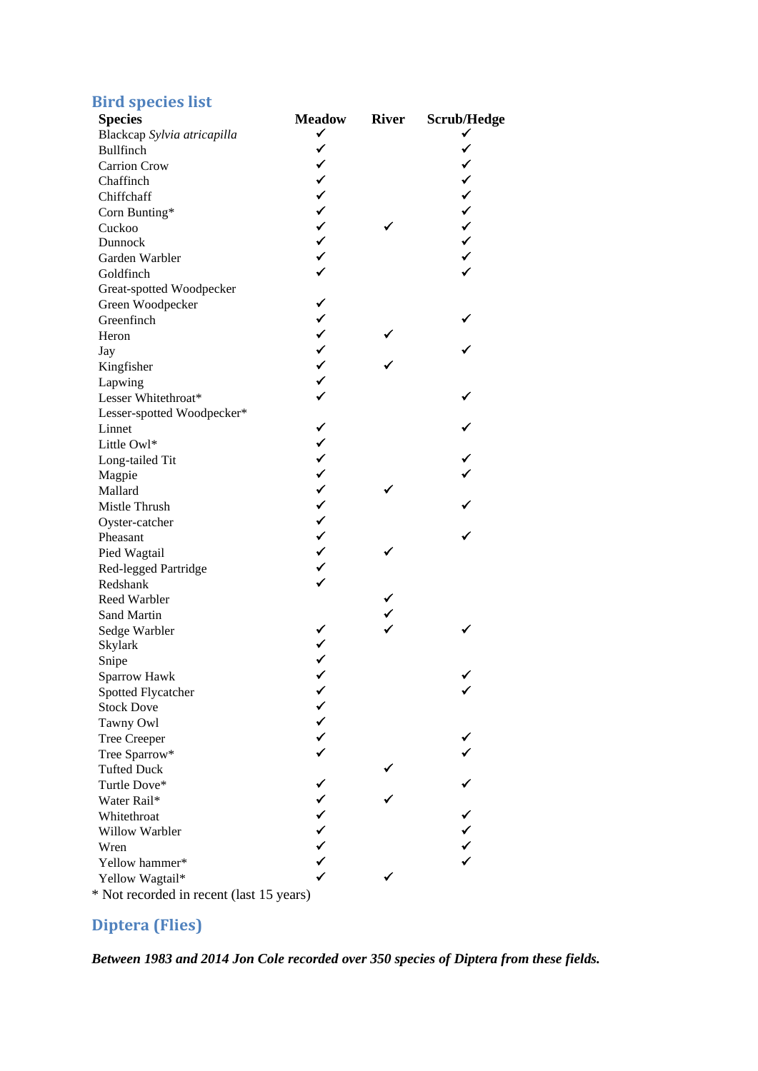## Bird species list

| Species | Meadow | River | Scrub/Hedge |
|---|---|---|---|
| Blackcap *Sylvia atricapilla* | ✓ | | ✓ |
| Bullfinch | ✓ | | ✓ |
| Carrion Crow | ✓ | | ✓ |
| Chaffinch | ✓ | | ✓ |
| Chiffchaff | ✓ | | ✓ |
| Corn Bunting* | ✓ | | ✓ |
| Cuckoo | ✓ | ✓ | ✓ |
| Dunnock | ✓ | | ✓ |
| Garden Warbler | ✓ | | ✓ |
| Goldfinch | ✓ | | ✓ |
| Great-spotted Woodpecker | | | |
| Green Woodpecker | ✓ | | |
| Greenfinch | ✓ | | ✓ |
| Heron | ✓ | ✓ | |
| Jay | ✓ | | ✓ |
| Kingfisher | ✓ | ✓ | |
| Lapwing | ✓ | | |
| Lesser Whitethroat* | ✓ | | ✓ |
| Lesser-spotted Woodpecker* | | | |
| Linnet | ✓ | | ✓ |
| Little Owl* | ✓ | | |
| Long-tailed Tit | ✓ | | ✓ |
| Magpie | ✓ | | ✓ |
| Mallard | ✓ | ✓ | |
| Mistle Thrush | ✓ | | ✓ |
| Oyster-catcher | ✓ | | |
| Pheasant | ✓ | | ✓ |
| Pied Wagtail | ✓ | ✓ | |
| Red-legged Partridge | ✓ | | |
| Redshank | ✓ | | |
| Reed Warbler | | ✓ | |
| Sand Martin | | ✓ | |
| Sedge Warbler | ✓ | ✓ | ✓ |
| Skylark | ✓ | | |
| Snipe | ✓ | | |
| Sparrow Hawk | ✓ | | ✓ |
| Spotted Flycatcher | ✓ | | ✓ |
| Stock Dove | ✓ | | |
| Tawny Owl | ✓ | | |
| Tree Creeper | ✓ | | ✓ |
| Tree Sparrow* | ✓ | | ✓ |
| Tufted Duck | | ✓ | |
| Turtle Dove* | ✓ | | ✓ |
| Water Rail* | ✓ | ✓ | |
| Whitethroat | ✓ | | ✓ |
| Willow Warbler | ✓ | | ✓ |
| Wren | ✓ | | ✓ |
| Yellow hammer* | ✓ | | ✓ |
| Yellow Wagtail* | ✓ | ✓ | |

* Not recorded in recent (last 15 years)

## Diptera (Flies)

***Between 1983 and 2014 Jon Cole recorded over 350 species of Diptera from these fields.***